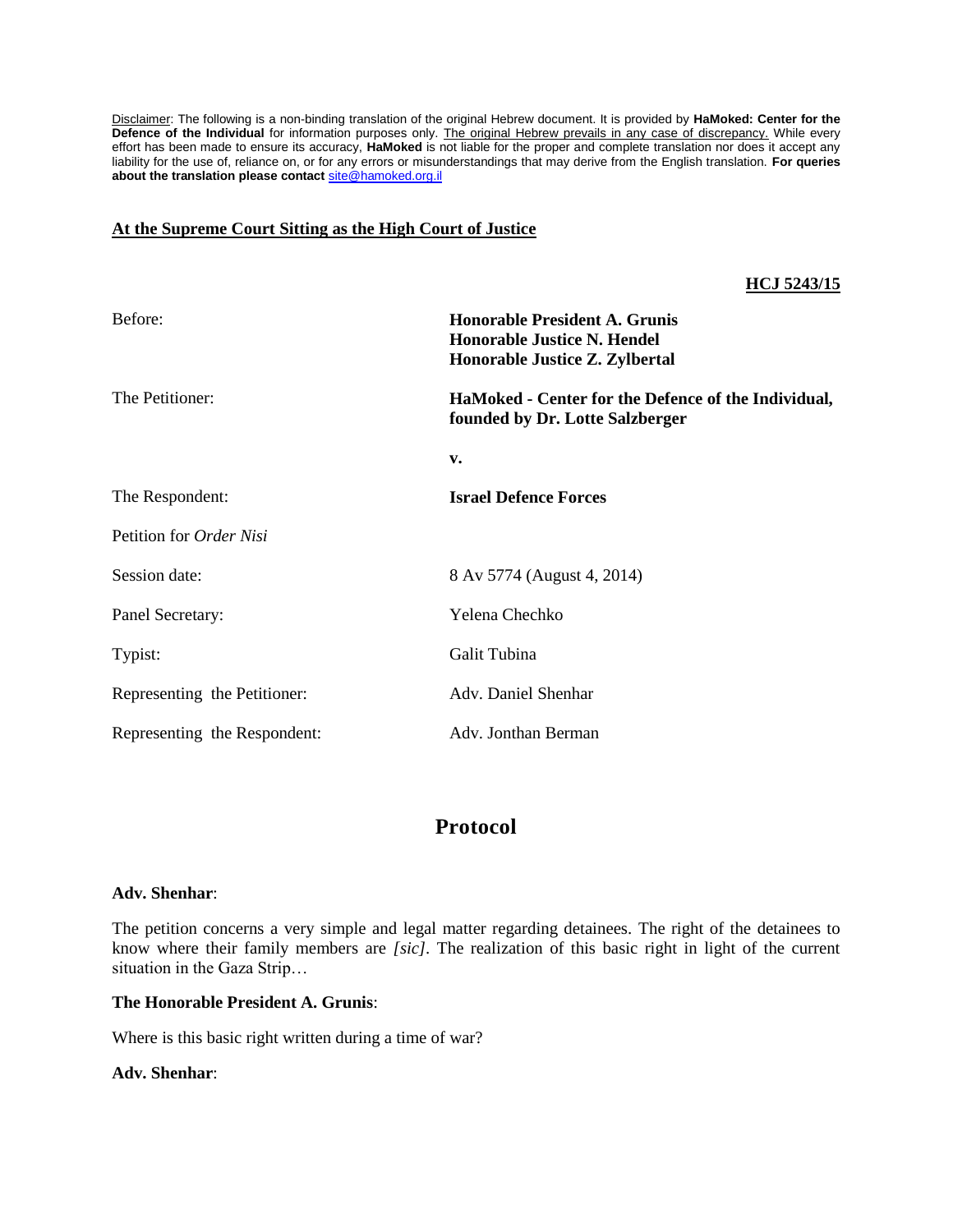Disclaimer: The following is a non-binding translation of the original Hebrew document. It is provided by **HaMoked: Center for the Defence of the Individual** for information purposes only. The original Hebrew prevails in any case of discrepancy. While every effort has been made to ensure its accuracy, **HaMoked** is not liable for the proper and complete translation nor does it accept any liability for the use of, reliance on, or for any errors or misunderstandings that may derive from the English translation. **For queries about the translation please contact** site@hamoked.org.il

**At the Supreme Court Sitting as the High Court of Justice**

**HCJ 5243/15**

| | |
|---|---|
| Before: | **Honorable President A. Grunis**<br>**Honorable Justice N. Hendel**<br>**Honorable Justice Z. Zylbertal** |
| The Petitioner: | **HaMoked - Center for the Defence of the Individual, founded by Dr. Lotte Salzberger** |
| | **v.** |
| The Respondent: | **Israel Defence Forces** |
| Petition for *Order Nisi* | |
| Session date: | 8 Av 5774 (August 4, 2014) |
| Panel Secretary: | Yelena Chechko |
| Typist: | Galit Tubina |
| Representing the Petitioner: | Adv. Daniel Shenhar |
| Representing the Respondent: | Adv. Jonthan Berman |

# Protocol

**Adv. Shenhar**:

The petition concerns a very simple and legal matter regarding detainees. The right of the detainees to know where their family members are *[sic]*. The realization of this basic right in light of the current situation in the Gaza Strip…

**The Honorable President A. Grunis**:

Where is this basic right written during a time of war?

**Adv. Shenhar**: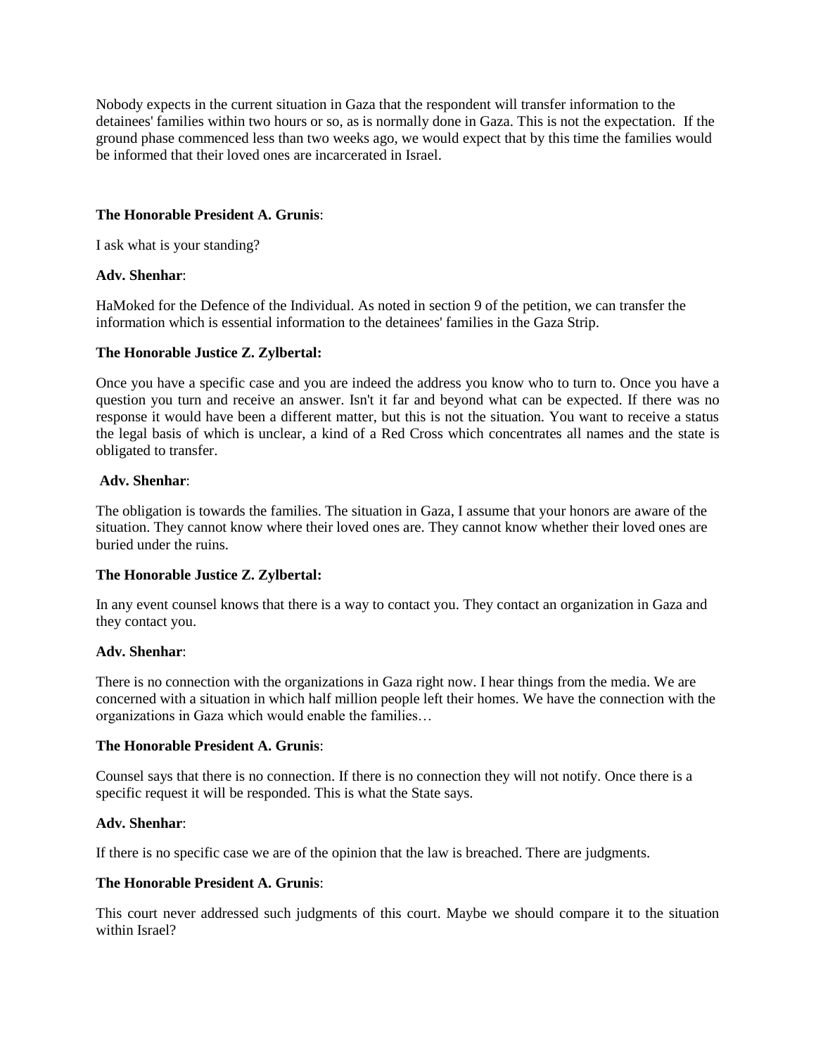Nobody expects in the current situation in Gaza that the respondent will transfer information to the detainees' families within two hours or so, as is normally done in Gaza. This is not the expectation. If the ground phase commenced less than two weeks ago, we would expect that by this time the families would be informed that their loved ones are incarcerated in Israel.

**The Honorable President A. Grunis**:

I ask what is your standing?

**Adv. Shenhar**:

HaMoked for the Defence of the Individual. As noted in section 9 of the petition, we can transfer the information which is essential information to the detainees' families in the Gaza Strip.

**The Honorable Justice Z. Zylbertal:**

Once you have a specific case and you are indeed the address you know who to turn to. Once you have a question you turn and receive an answer. Isn't it far and beyond what can be expected. If there was no response it would have been a different matter, but this is not the situation. You want to receive a status the legal basis of which is unclear, a kind of a Red Cross which concentrates all names and the state is obligated to transfer.

**Adv. Shenhar**:

The obligation is towards the families. The situation in Gaza, I assume that your honors are aware of the situation. They cannot know where their loved ones are. They cannot know whether their loved ones are buried under the ruins.

**The Honorable Justice Z. Zylbertal:**

In any event counsel knows that there is a way to contact you. They contact an organization in Gaza and they contact you.

**Adv. Shenhar**:

There is no connection with the organizations in Gaza right now. I hear things from the media. We are concerned with a situation in which half million people left their homes. We have the connection with the organizations in Gaza which would enable the families…

**The Honorable President A. Grunis**:

Counsel says that there is no connection. If there is no connection they will not notify. Once there is a specific request it will be responded. This is what the State says.

**Adv. Shenhar**:

If there is no specific case we are of the opinion that the law is breached. There are judgments.

**The Honorable President A. Grunis**:

This court never addressed such judgments of this court. Maybe we should compare it to the situation within Israel?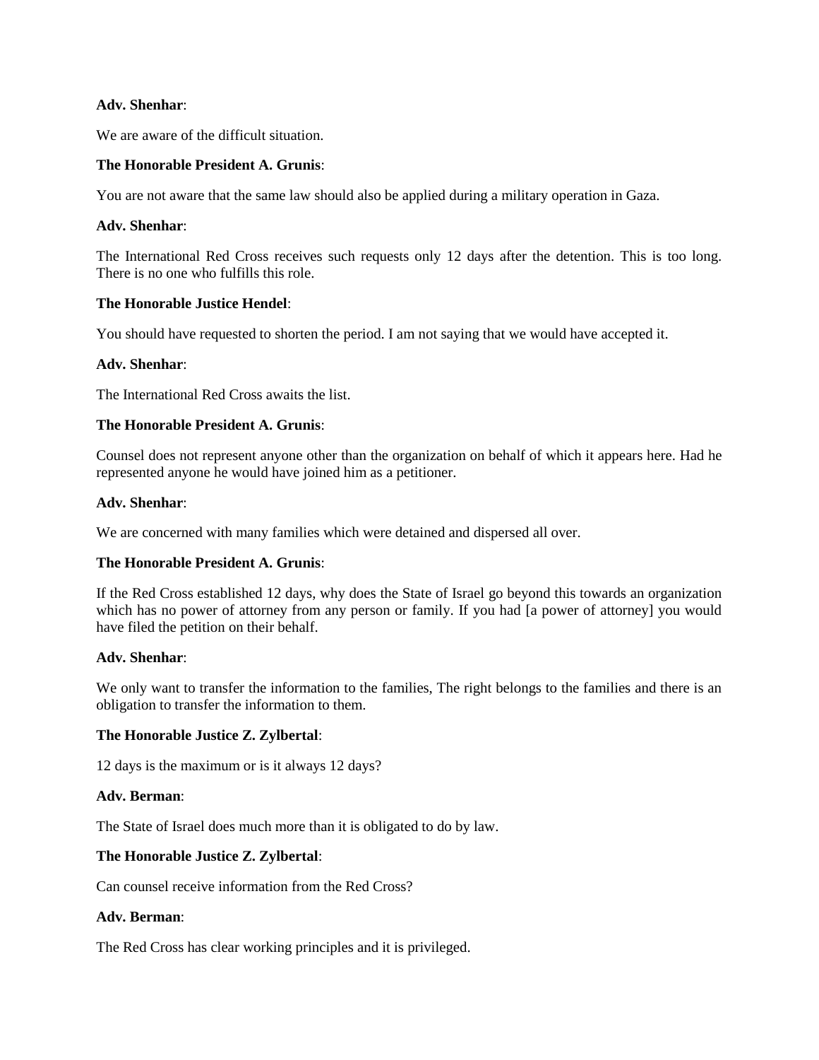**Adv. Shenhar**:

We are aware of the difficult situation.

**The Honorable President A. Grunis**:

You are not aware that the same law should also be applied during a military operation in Gaza.

**Adv. Shenhar**:

The International Red Cross receives such requests only 12 days after the detention. This is too long. There is no one who fulfills this role.

**The Honorable Justice Hendel**:

You should have requested to shorten the period. I am not saying that we would have accepted it.

**Adv. Shenhar**:

The International Red Cross awaits the list.

**The Honorable President A. Grunis**:

Counsel does not represent anyone other than the organization on behalf of which it appears here. Had he represented anyone he would have joined him as a petitioner.

**Adv. Shenhar**:

We are concerned with many families which were detained and dispersed all over.

**The Honorable President A. Grunis**:

If the Red Cross established 12 days, why does the State of Israel go beyond this towards an organization which has no power of attorney from any person or family. If you had [a power of attorney] you would have filed the petition on their behalf.

**Adv. Shenhar**:

We only want to transfer the information to the families, The right belongs to the families and there is an obligation to transfer the information to them.

**The Honorable Justice Z. Zylbertal**:

12 days is the maximum or is it always 12 days?

**Adv. Berman**:

The State of Israel does much more than it is obligated to do by law.

**The Honorable Justice Z. Zylbertal**:

Can counsel receive information from the Red Cross?

**Adv. Berman**:

The Red Cross has clear working principles and it is privileged.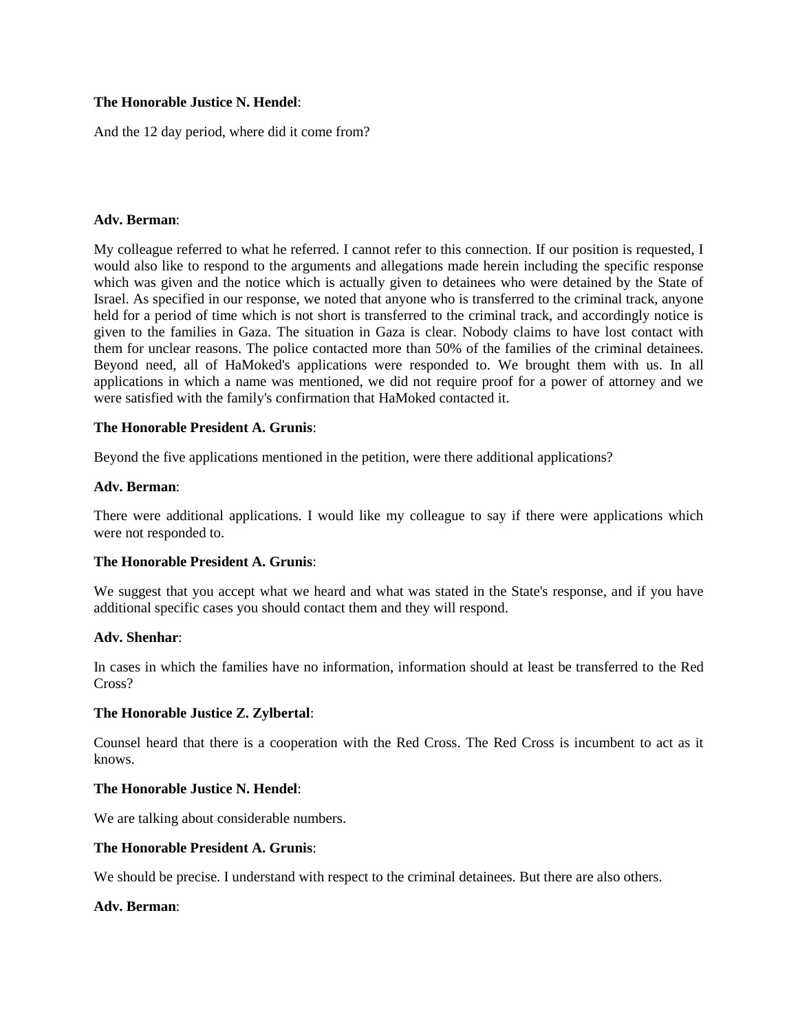**The Honorable Justice N. Hendel**:

And the 12 day period, where did it come from?

**Adv. Berman**:

My colleague referred to what he referred. I cannot refer to this connection. If our position is requested, I would also like to respond to the arguments and allegations made herein including the specific response which was given and the notice which is actually given to detainees who were detained by the State of Israel. As specified in our response, we noted that anyone who is transferred to the criminal track, anyone held for a period of time which is not short is transferred to the criminal track, and accordingly notice is given to the families in Gaza. The situation in Gaza is clear. Nobody claims to have lost contact with them for unclear reasons. The police contacted more than 50% of the families of the criminal detainees. Beyond need, all of HaMoked's applications were responded to. We brought them with us. In all applications in which a name was mentioned, we did not require proof for a power of attorney and we were satisfied with the family's confirmation that HaMoked contacted it.

**The Honorable President A. Grunis**:

Beyond the five applications mentioned in the petition, were there additional applications?

**Adv. Berman**:

There were additional applications. I would like my colleague to say if there were applications which were not responded to.

**The Honorable President A. Grunis**:

We suggest that you accept what we heard and what was stated in the State's response, and if you have additional specific cases you should contact them and they will respond.

**Adv. Shenhar**:

In cases in which the families have no information, information should at least be transferred to the Red Cross?

**The Honorable Justice Z. Zylbertal**:

Counsel heard that there is a cooperation with the Red Cross. The Red Cross is incumbent to act as it knows.

**The Honorable Justice N. Hendel**:

We are talking about considerable numbers.

**The Honorable President A. Grunis**:

We should be precise. I understand with respect to the criminal detainees. But there are also others.

**Adv. Berman**: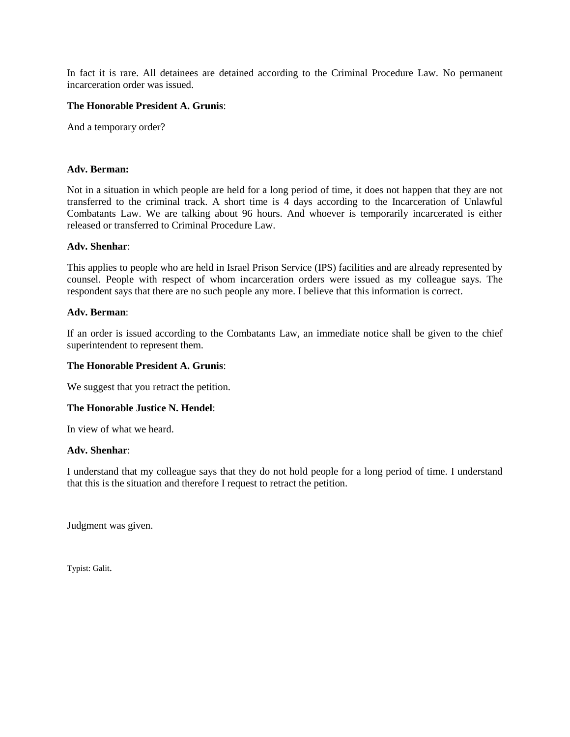In fact it is rare. All detainees are detained according to the Criminal Procedure Law. No permanent incarceration order was issued.

**The Honorable President A. Grunis**:

And a temporary order?

**Adv. Berman:**

Not in a situation in which people are held for a long period of time, it does not happen that they are not transferred to the criminal track. A short time is 4 days according to the Incarceration of Unlawful Combatants Law. We are talking about 96 hours. And whoever is temporarily incarcerated is either released or transferred to Criminal Procedure Law.

**Adv. Shenhar**:

This applies to people who are held in Israel Prison Service (IPS) facilities and are already represented by counsel. People with respect of whom incarceration orders were issued as my colleague says. The respondent says that there are no such people any more. I believe that this information is correct.

**Adv. Berman**:

If an order is issued according to the Combatants Law, an immediate notice shall be given to the chief superintendent to represent them.

**The Honorable President A. Grunis**:

We suggest that you retract the petition.

**The Honorable Justice N. Hendel**:

In view of what we heard.

**Adv. Shenhar**:

I understand that my colleague says that they do not hold people for a long period of time. I understand that this is the situation and therefore I request to retract the petition.

Judgment was given.

Typist: Galit.